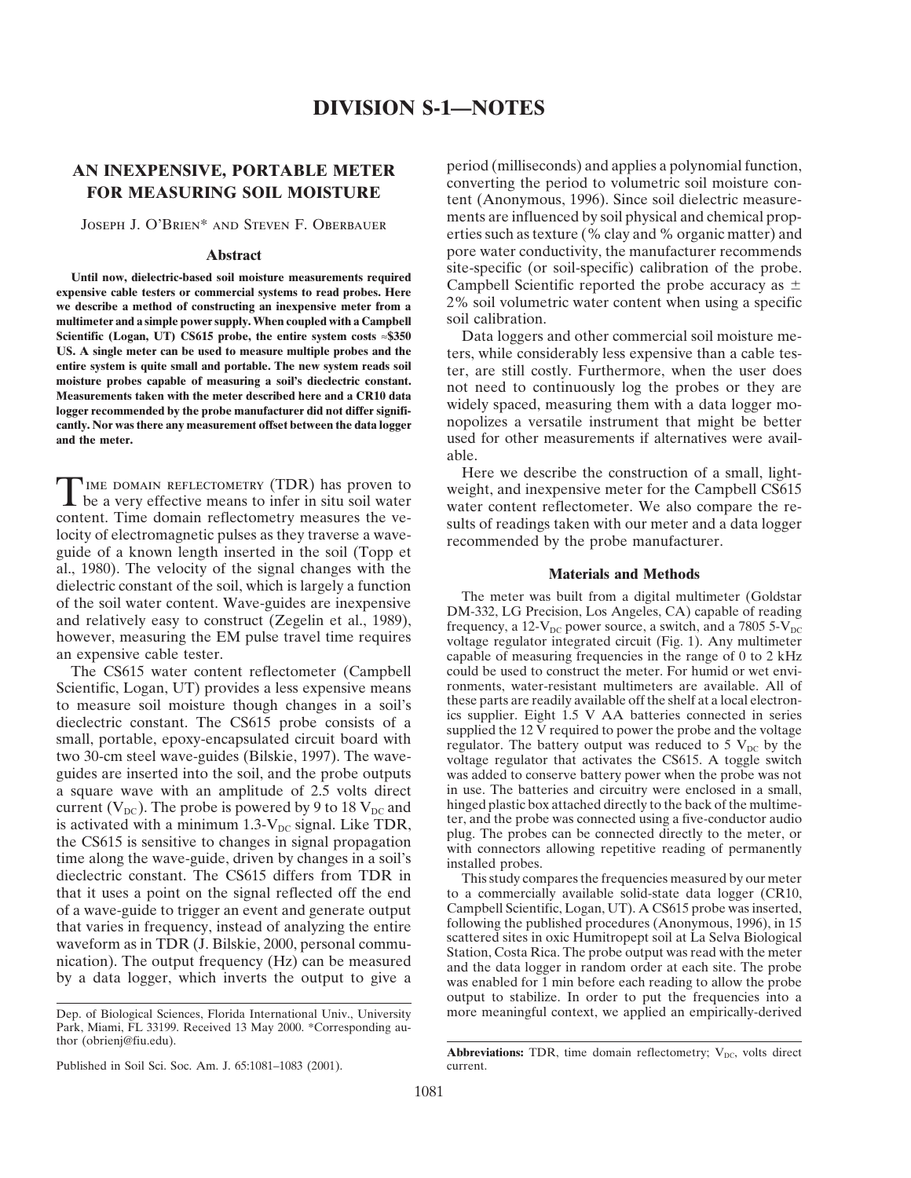# DIVISION S-1—NOTES

## AN INEXPENSIVE, PORTABLE METER FOR MEASURING SOIL MOISTURE

JOSEPH J. O'BRIEN* AND STEVEN F. OBERBAUER

### Abstract

**Until now, dielectric-based soil moisture measurements required expensive cable testers or commercial systems to read probes. Here we describe a method of constructing an inexpensive meter from a multimeter and a simple power supply. When coupled with a Campbell Scientific (Logan, UT) CS615 probe, the entire system costs ≈$350 US. A single meter can be used to measure multiple probes and the entire system is quite small and portable. The new system reads soil moisture probes capable of measuring a soil's dielectric constant. Measurements taken with the meter described here and a CR10 data logger recommended by the probe manufacturer did not differ significantly. Nor was there any measurement offset between the data logger and the meter.**

TIME DOMAIN REFLECTOMETRY (TDR) has proven to be a very effective means to infer in situ soil water content. Time domain reflectometry measures the velocity of electromagnetic pulses as they traverse a wave-guide of a known length inserted in the soil (Topp et al., 1980). The velocity of the signal changes with the dielectric constant of the soil, which is largely a function of the soil water content. Wave-guides are inexpensive and relatively easy to construct (Zegelin et al., 1989), however, measuring the EM pulse travel time requires an expensive cable tester.

The CS615 water content reflectometer (Campbell Scientific, Logan, UT) provides a less expensive means to measure soil moisture though changes in a soil's dieclectric constant. The CS615 probe consists of a small, portable, epoxy-encapsulated circuit board with two 30-cm steel wave-guides (Bilskie, 1997). The wave-guides are inserted into the soil, and the probe outputs a square wave with an amplitude of 2.5 volts direct current ($V_{DC}$). The probe is powered by 9 to 18 $V_{DC}$ and is activated with a minimum 1.3-$V_{DC}$ signal. Like TDR, the CS615 is sensitive to changes in signal propagation time along the wave-guide, driven by changes in a soil's dieclectric constant. The CS615 differs from TDR in that it uses a point on the signal reflected off the end of a wave-guide to trigger an event and generate output that varies in frequency, instead of analyzing the entire waveform as in TDR (J. Bilskie, 2000, personal communication). The output frequency (Hz) can be measured by a data logger, which inverts the output to give a period (milliseconds) and applies a polynomial function, converting the period to volumetric soil moisture content (Anonymous, 1996). Since soil dielectric measurements are influenced by soil physical and chemical properties such as texture (% clay and % organic matter) and pore water conductivity, the manufacturer recommends site-specific (or soil-specific) calibration of the probe. Campbell Scientific reported the probe accuracy as ± 2% soil volumetric water content when using a specific soil calibration.

Data loggers and other commercial soil moisture meters, while considerably less expensive than a cable tester, are still costly. Furthermore, when the user does not need to continuously log the probes or they are widely spaced, measuring them with a data logger monopolizes a versatile instrument that might be better used for other measurements if alternatives were available.

Here we describe the construction of a small, lightweight, and inexpensive meter for the Campbell CS615 water content reflectometer. We also compare the results of readings taken with our meter and a data logger recommended by the probe manufacturer.

### Materials and Methods

The meter was built from a digital multimeter (Goldstar DM-332, LG Precision, Los Angeles, CA) capable of reading frequency, a 12-$V_{DC}$ power source, a switch, and a 7805 5-$V_{DC}$ voltage regulator integrated circuit (Fig. 1). Any multimeter capable of measuring frequencies in the range of 0 to 2 kHz could be used to construct the meter. For humid or wet environments, water-resistant multimeters are available. All of these parts are readily available off the shelf at a local electronics supplier. Eight 1.5 V AA batteries connected in series supplied the 12 V required to power the probe and the voltage regulator. The battery output was reduced to 5 $V_{DC}$ by the voltage regulator that activates the CS615. A toggle switch was added to conserve battery power when the probe was not in use. The batteries and circuitry were enclosed in a small, hinged plastic box attached directly to the back of the multimeter, and the probe was connected using a five-conductor audio plug. The probes can be connected directly to the meter, or with connectors allowing repetitive reading of permanently installed probes.

This study compares the frequencies measured by our meter to a commercially available solid-state data logger (CR10, Campbell Scientific, Logan, UT). A CS615 probe was inserted, following the published procedures (Anonymous, 1996), in 15 scattered sites in oxic Humitropept soil at La Selva Biological Station, Costa Rica. The probe output was read with the meter and the data logger in random order at each site. The probe was enabled for 1 min before each reading to allow the probe output to stabilize. In order to put the frequencies into a more meaningful context, we applied an empirically-derived

Dep. of Biological Sciences, Florida International Univ., University Park, Miami, FL 33199. Received 13 May 2000. *Corresponding author (obrienj@fiu.edu).

Published in Soil Sci. Soc. Am. J. 65:1081–1083 (2001).

**Abbreviations:** TDR, time domain reflectometry; $V_{DC}$, volts direct current.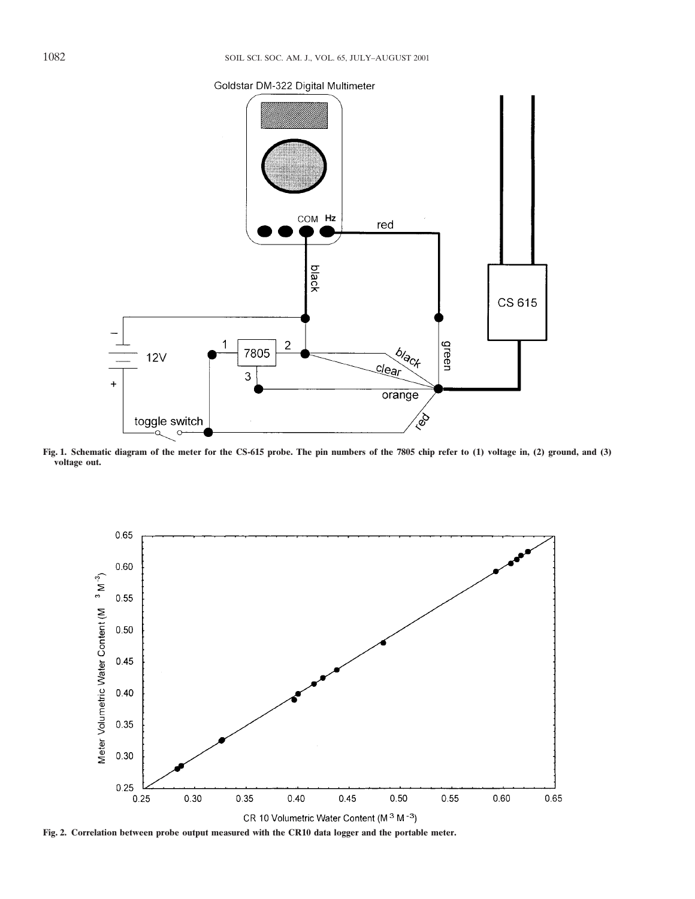Fig. 1. Schematic diagram of the meter for the CS-615 probe. The pin numbers of the 7805 chip refer to (1) voltage in, (2) ground, and (3) voltage out.

Fig. 2. Correlation between probe output measured with the CR10 data logger and the portable meter.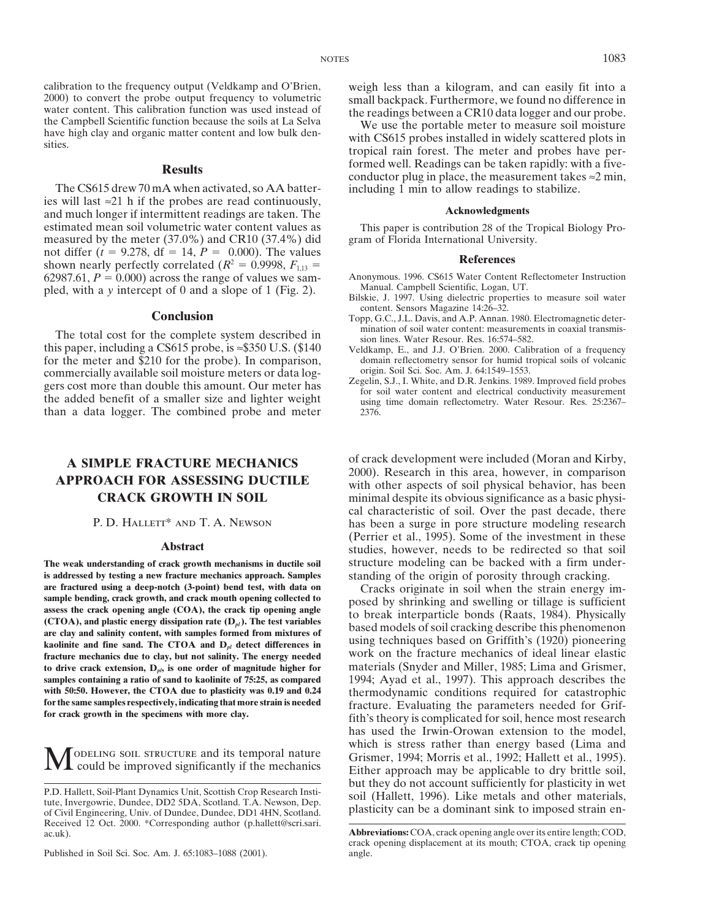calibration to the frequency output (Veldkamp and O'Brien, 2000) to convert the probe output frequency to volumetric water content. This calibration function was used instead of the Campbell Scientific function because the soils at La Selva have high clay and organic matter content and low bulk densities.

## Results

The CS615 drew 70 mA when activated, so AA batteries will last ≈21 h if the probes are read continuously, and much longer if intermittent readings are taken. The estimated mean soil volumetric water content values as measured by the meter (37.0%) and CR10 (37.4%) did not differ ($t = 9.278$, df = 14, $P = 0.000$). The values shown nearly perfectly correlated ($R^2 = 0.9998$, $F_{1,13} = 62987.61$, $P = 0.000$) across the range of values we sampled, with a $y$ intercept of 0 and a slope of 1 (Fig. 2).

## Conclusion

The total cost for the complete system described in this paper, including a CS615 probe, is ≈$350 U.S. ($140 for the meter and $210 for the probe). In comparison, commercially available soil moisture meters or data loggers cost more than double this amount. Our meter has the added benefit of a smaller size and lighter weight than a data logger. The combined probe and meter weigh less than a kilogram, and can easily fit into a small backpack. Furthermore, we found no difference in the readings between a CR10 data logger and our probe.

We use the portable meter to measure soil moisture with CS615 probes installed in widely scattered plots in tropical rain forest. The meter and probes have performed well. Readings can be taken rapidly: with a five-conductor plug in place, the measurement takes ≈2 min, including 1 min to allow readings to stabilize.

### Acknowledgments

This paper is contribution 28 of the Tropical Biology Program of Florida International University.

### References

Anonymous. 1996. CS615 Water Content Reflectometer Instruction Manual. Campbell Scientific, Logan, UT.

Bilskie, J. 1997. Using dielectric properties to measure soil water content. Sensors Magazine 14:26–32.

Topp, G.C., J.L. Davis, and A.P. Annan. 1980. Electromagnetic determination of soil water content: measurements in coaxial transmission lines. Water Resour. Res. 16:574–582.

Veldkamp, E., and J.J. O'Brien. 2000. Calibration of a frequency domain reflectometry sensor for humid tropical soils of volcanic origin. Soil Sci. Soc. Am. J. 64:1549–1553.

Zegelin, S.J., I. White, and D.R. Jenkins. 1989. Improved field probes for soil water content and electrical conductivity measurement using time domain reflectometry. Water Resour. Res. 25:2367–2376.

# A SIMPLE FRACTURE MECHANICS APPROACH FOR ASSESSING DUCTILE CRACK GROWTH IN SOIL

P. D. Hallett* and T. A. Newson

## Abstract

**The weak understanding of crack growth mechanisms in ductile soil is addressed by testing a new fracture mechanics approach. Samples are fractured using a deep-notch (3-point) bend test, with data on sample bending, crack growth, and crack mouth opening collected to assess the crack opening angle (COA), the crack tip opening angle (CTOA), and plastic energy dissipation rate ($D_{pl}$). The test variables are clay and salinity content, with samples formed from mixtures of kaolinite and fine sand. The CTOA and $D_{pl}$ detect differences in fracture mechanics due to clay, but not salinity. The energy needed to drive crack extension, $D_{pl}$, is one order of magnitude higher for samples containing a ratio of sand to kaolinite of 75:25, as compared with 50:50. However, the CTOA due to plasticity was 0.19 and 0.24 for the same samples respectively, indicating that more strain is needed for crack growth in the specimens with more clay.**

Modeling soil structure and its temporal nature could be improved significantly if the mechanics of crack development were included (Moran and Kirby, 2000). Research in this area, however, in comparison with other aspects of soil physical behavior, has been minimal despite its obvious significance as a basic physical characteristic of soil. Over the past decade, there has been a surge in pore structure modeling research (Perrier et al., 1995). Some of the investment in these studies, however, needs to be redirected so that soil structure modeling can be backed with a firm understanding of the origin of porosity through cracking.

Cracks originate in soil when the strain energy imposed by shrinking and swelling or tillage is sufficient to break interparticle bonds (Raats, 1984). Physically based models of soil cracking describe this phenomenon using techniques based on Griffith's (1920) pioneering work on the fracture mechanics of ideal linear elastic materials (Snyder and Miller, 1985; Lima and Grismer, 1994; Ayad et al., 1997). This approach describes the thermodynamic conditions required for catastrophic fracture. Evaluating the parameters needed for Griffith's theory is complicated for soil, hence most research has used the Irwin-Orowan extension to the model, which is stress rather than energy based (Lima and Grismer, 1994; Morris et al., 1992; Hallett et al., 1995). Either approach may be applicable to dry brittle soil, but they do not account sufficiently for plasticity in wet soil (Hallett, 1996). Like metals and other materials, plasticity can be a dominant sink to imposed strain en-

P.D. Hallett, Soil-Plant Dynamics Unit, Scottish Crop Research Institute, Invergowrie, Dundee, DD2 5DA, Scotland. T.A. Newson, Dep. of Civil Engineering, Univ. of Dundee, Dundee, DD1 4HN, Scotland. Received 12 Oct. 2000. *Corresponding author (p.hallett@scri.sari.ac.uk).

Published in Soil Sci. Soc. Am. J. 65:1083–1088 (2001).

**Abbreviations:** COA, crack opening angle over its entire length; COD, crack opening displacement at its mouth; CTOA, crack tip opening angle.